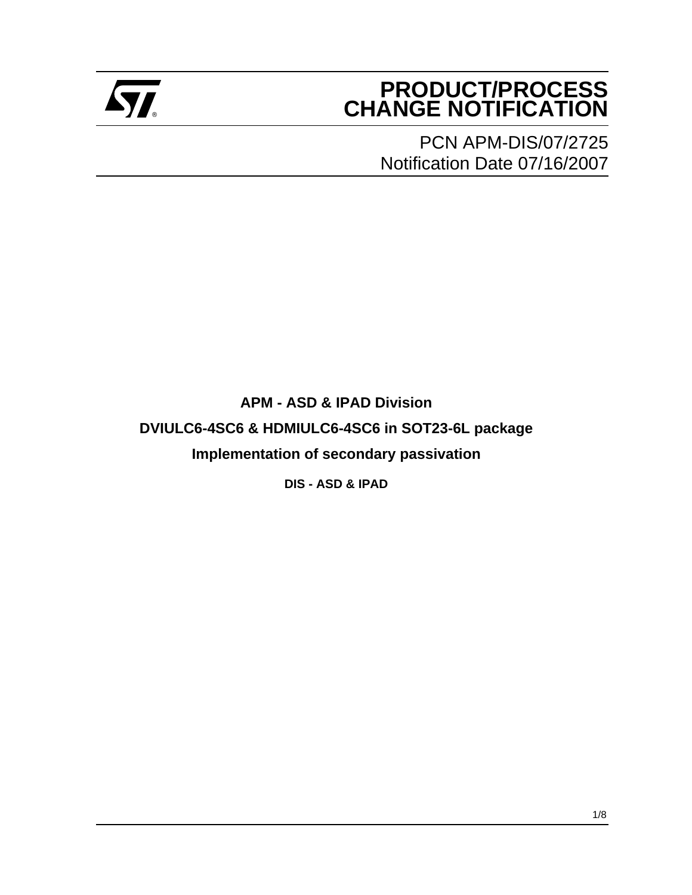# PRODUCT/PROCESS CHANGE NOTIFICATION

PCN APM-DIS/07/2725
Notification Date 07/16/2007

**APM - ASD & IPAD Division**

**DVIULC6-4SC6 & HDMIULC6-4SC6 in SOT23-6L package**

**Implementation of secondary passivation**

**DIS - ASD & IPAD**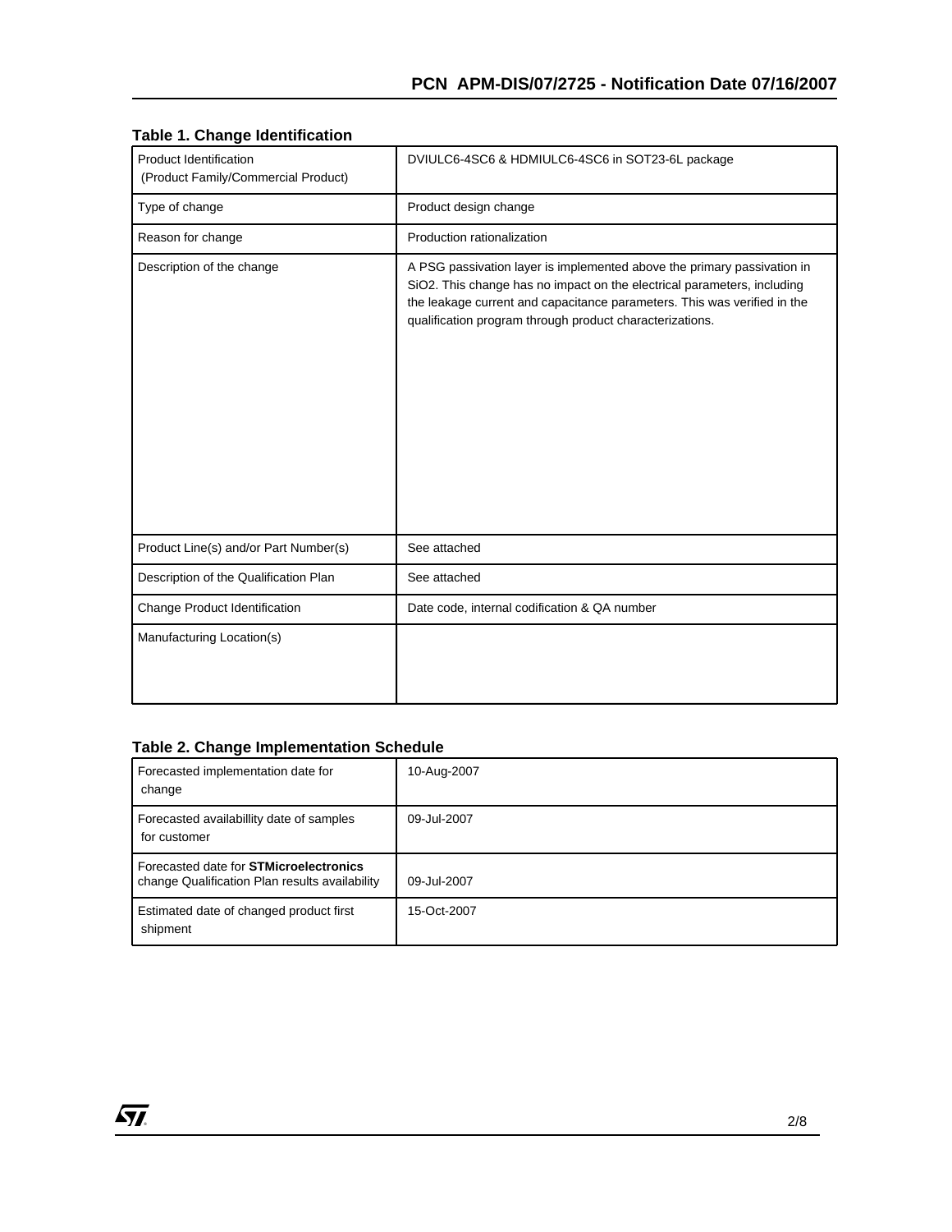### Table 1. Change Identification

| Product Identification (Product Family/Commercial Product) | DVIULC6-4SC6 & HDMIULC6-4SC6 in SOT23-6L package |
|---|---|
| Type of change | Product design change |
| Reason for change | Production rationalization |
| Description of the change | A PSG passivation layer is implemented above the primary passivation in $SiO_2$. This change has no impact on the electrical parameters, including the leakage current and capacitance parameters. This was verified in the qualification program through product characterizations. |
| Product Line(s) and/or Part Number(s) | See attached |
| Description of the Qualification Plan | See attached |
| Change Product Identification | Date code, internal codification & QA number |
| Manufacturing Location(s) | |

### Table 2. Change Implementation Schedule

| Forecasted implementation date for change | 10-Aug-2007 |
|---|---|
| Forecasted availabillity date of samples for customer | 09-Jul-2007 |
| Forecasted date for **STMicroelectronics** change Qualification Plan results availability | 09-Jul-2007 |
| Estimated date of changed product first shipment | 15-Oct-2007 |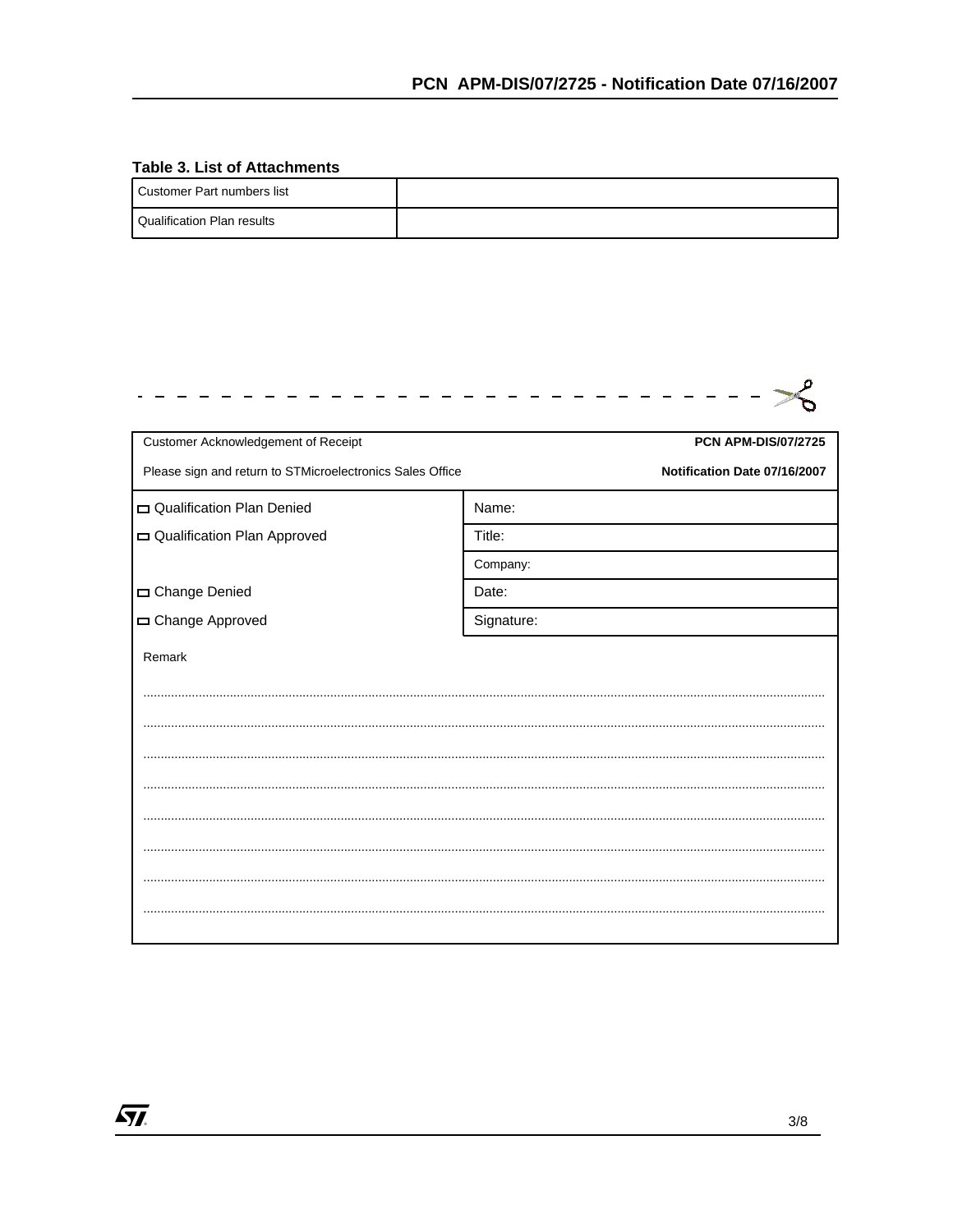**Table 3. List of Attachments**

| | |
|---|---|
| Customer Part numbers list | |
| Qualification Plan results | |

- - - - - - - - - - - - - - - - - - - - - - - - - - - - - - -

| Customer Acknowledgement of Receipt | **PCN APM-DIS/07/2725** |
|---|---|
| Please sign and return to STMicroelectronics Sales Office | **Notification Date 07/16/2007** |
| ☐ Qualification Plan Denied | Name: |
| ☐ Qualification Plan Approved | Title: |
| | Company: |
| ☐ Change Denied | Date: |
| ☐ Change Approved | Signature: |

Remark

.......................................................................................................................................................................................................

.......................................................................................................................................................................................................

.......................................................................................................................................................................................................

.......................................................................................................................................................................................................

.......................................................................................................................................................................................................

.......................................................................................................................................................................................................

.......................................................................................................................................................................................................

.......................................................................................................................................................................................................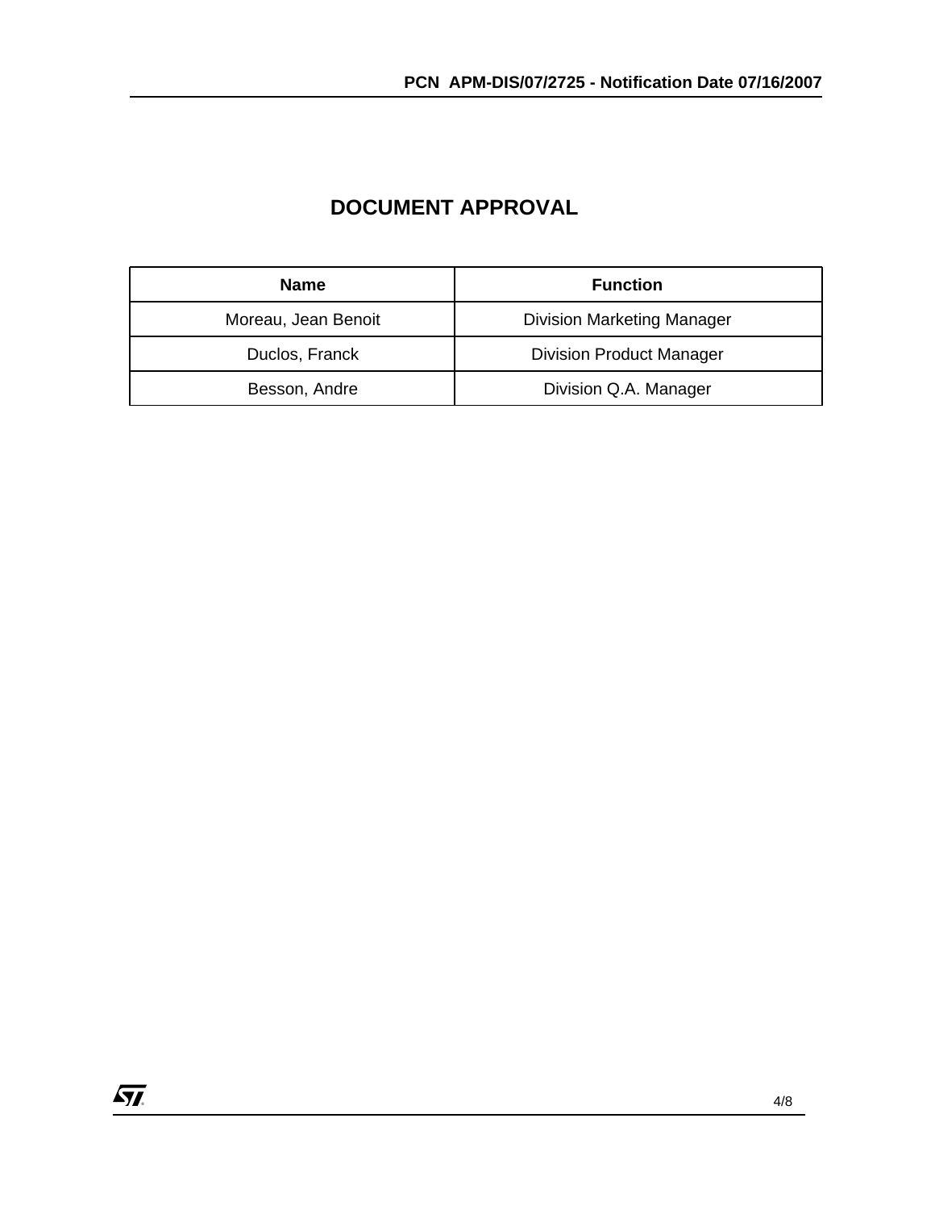# DOCUMENT APPROVAL

| Name | Function |
| --- | --- |
| Moreau, Jean Benoit | Division Marketing Manager |
| Duclos, Franck | Division Product Manager |
| Besson, Andre | Division Q.A. Manager |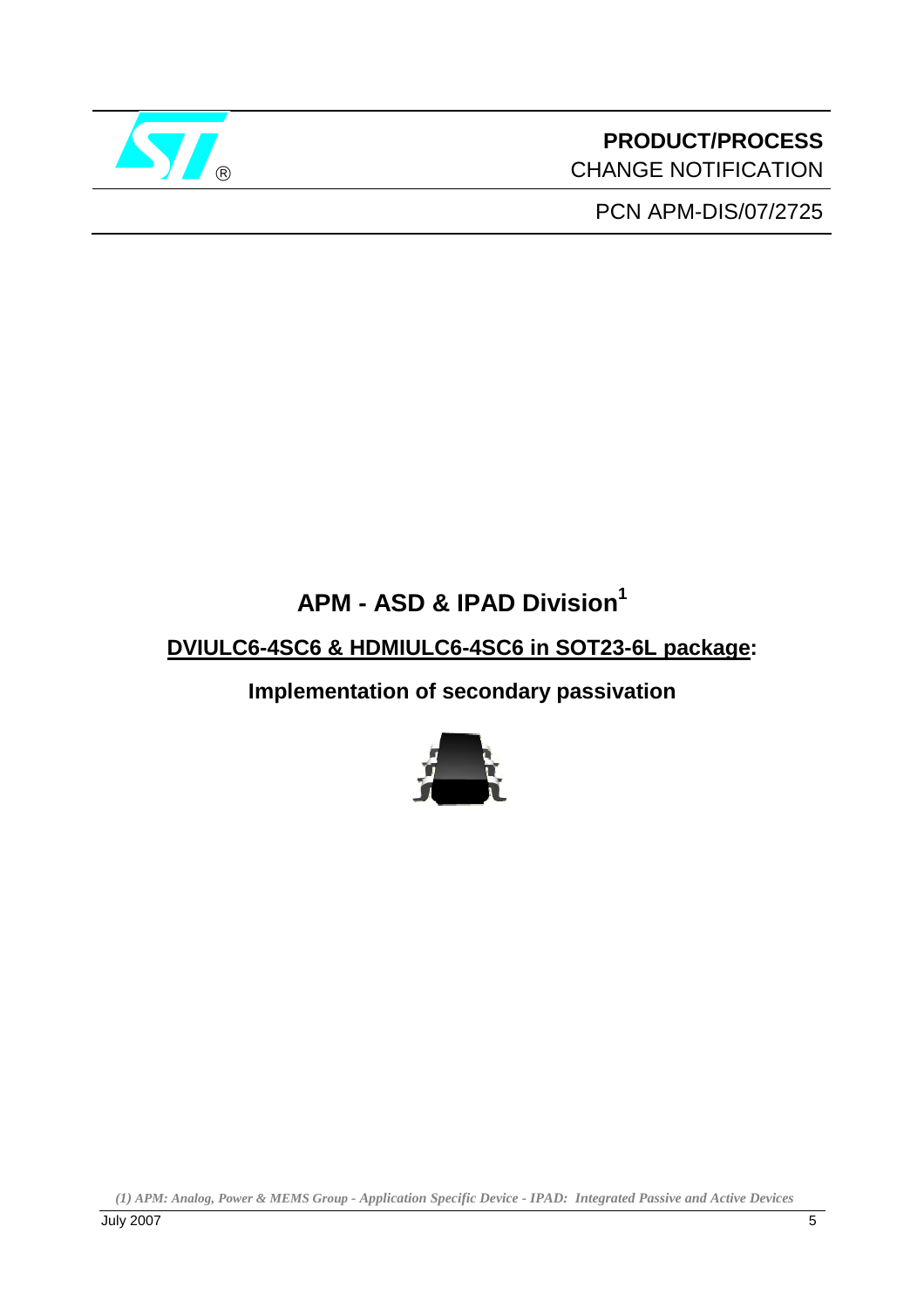# PRODUCT/PROCESS CHANGE NOTIFICATION

PCN APM-DIS/07/2725

## APM - ASD & IPAD Division[1]

**DVIULC6-4SC6 & HDMIULC6-4SC6 in SOT23-6L package:**

**Implementation of secondary passivation**

*(1) APM: Analog, Power & MEMS Group - Application Specific Device - IPAD: Integrated Passive and Active Devices*

July 2007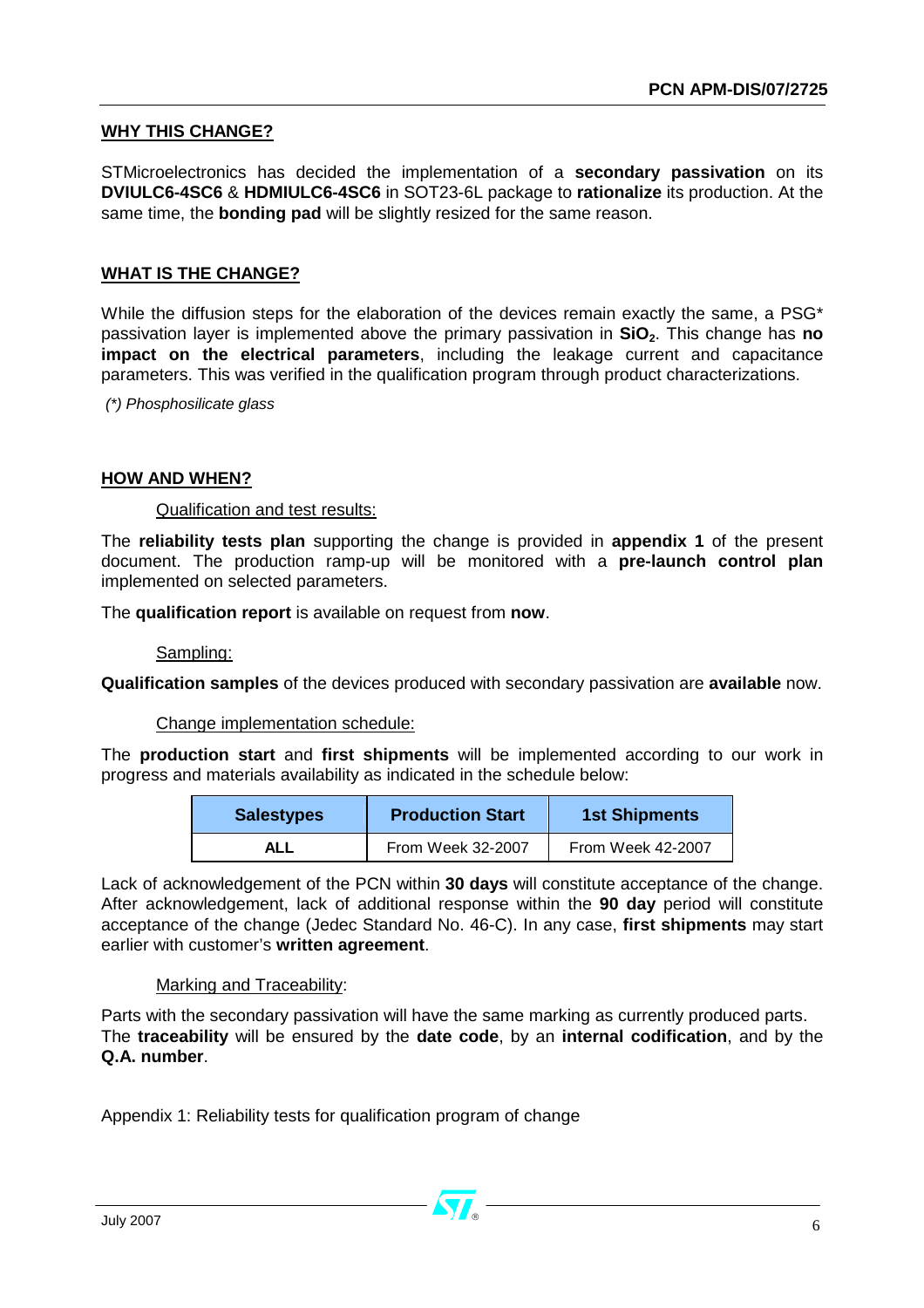## WHY THIS CHANGE?

STMicroelectronics has decided the implementation of a **secondary passivation** on its **DVIULC6-4SC6** & **HDMIULC6-4SC6** in SOT23-6L package to **rationalize** its production. At the same time, the **bonding pad** will be slightly resized for the same reason.

## WHAT IS THE CHANGE?

While the diffusion steps for the elaboration of the devices remain exactly the same, a PSG* passivation layer is implemented above the primary passivation in **$SiO_2$**. This change has **no impact on the electrical parameters**, including the leakage current and capacitance parameters. This was verified in the qualification program through product characterizations.

*(\*) Phosphosilicate glass*

## HOW AND WHEN?

### Qualification and test results:

The **reliability tests plan** supporting the change is provided in **appendix 1** of the present document. The production ramp-up will be monitored with a **pre-launch control plan** implemented on selected parameters.

The **qualification report** is available on request from **now**.

### Sampling:

**Qualification samples** of the devices produced with secondary passivation are **available** now.

### Change implementation schedule:

The **production start** and **first shipments** will be implemented according to our work in progress and materials availability as indicated in the schedule below:

| Salestypes | Production Start | 1st Shipments |
|---|---|---|
| **ALL** | From Week 32-2007 | From Week 42-2007 |

Lack of acknowledgement of the PCN within **30 days** will constitute acceptance of the change. After acknowledgement, lack of additional response within the **90 day** period will constitute acceptance of the change (Jedec Standard No. 46-C). In any case, **first shipments** may start earlier with customer's **written agreement**.

### Marking and Traceability:

Parts with the secondary passivation will have the same marking as currently produced parts.
The **traceability** will be ensured by the **date code**, by an **internal codification**, and by the **Q.A. number**.

Appendix 1: Reliability tests for qualification program of change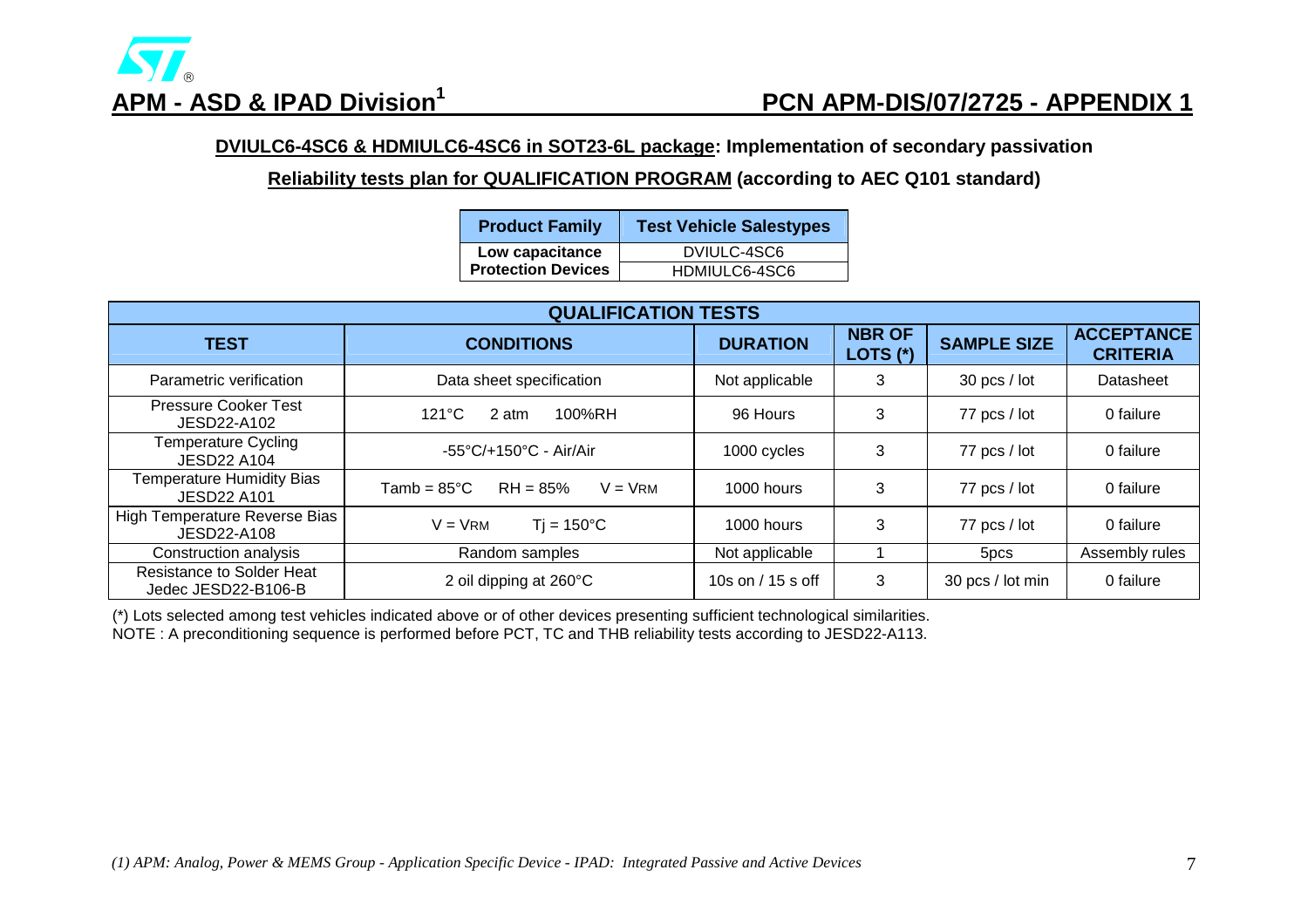## APM - ASD & IPAD Division[1] PCN APM-DIS/07/2725 - APPENDIX 1

**DVIULC6-4SC6 & HDMIULC6-4SC6 in SOT23-6L package: Implementation of secondary passivation**

**Reliability tests plan for QUALIFICATION PROGRAM (according to AEC Q101 standard)**

| Product Family | Test Vehicle Salestypes |
|---|---|
| Low capacitance Protection Devices | DVIULC-4SC6 |
| | HDMIULC6-4SC6 |

| QUALIFICATION TESTS | | | | | |
|---|---|---|---|---|---|
| **TEST** | **CONDITIONS** | **DURATION** | **NBR OF LOTS (*)** | **SAMPLE SIZE** | **ACCEPTANCE CRITERIA** |
| Parametric verification | Data sheet specification | Not applicable | 3 | 30 pcs / lot | Datasheet |
| Pressure Cooker Test JESD22-A102 | 121°C 2 atm 100%RH | 96 Hours | 3 | 77 pcs / lot | 0 failure |
| Temperature Cycling JESD22 A104 | -55°C/+150°C - Air/Air | 1000 cycles | 3 | 77 pcs / lot | 0 failure |
| Temperature Humidity Bias JESD22 A101 | Tamb = 85°C RH = 85% V = $V_{RM}$ | 1000 hours | 3 | 77 pcs / lot | 0 failure |
| High Temperature Reverse Bias JESD22-A108 | V = $V_{RM}$ Tj = 150°C | 1000 hours | 3 | 77 pcs / lot | 0 failure |
| Construction analysis | Random samples | Not applicable | 1 | 5pcs | Assembly rules |
| Resistance to Solder Heat Jedec JESD22-B106-B | 2 oil dipping at 260°C | 10s on / 15 s off | 3 | 30 pcs / lot min | 0 failure |

(*) Lots selected among test vehicles indicated above or of other devices presenting sufficient technological similarities.
NOTE : A preconditioning sequence is performed before PCT, TC and THB reliability tests according to JESD22-A113.

*(1) APM: Analog, Power & MEMS Group - Application Specific Device - IPAD: Integrated Passive and Active Devices*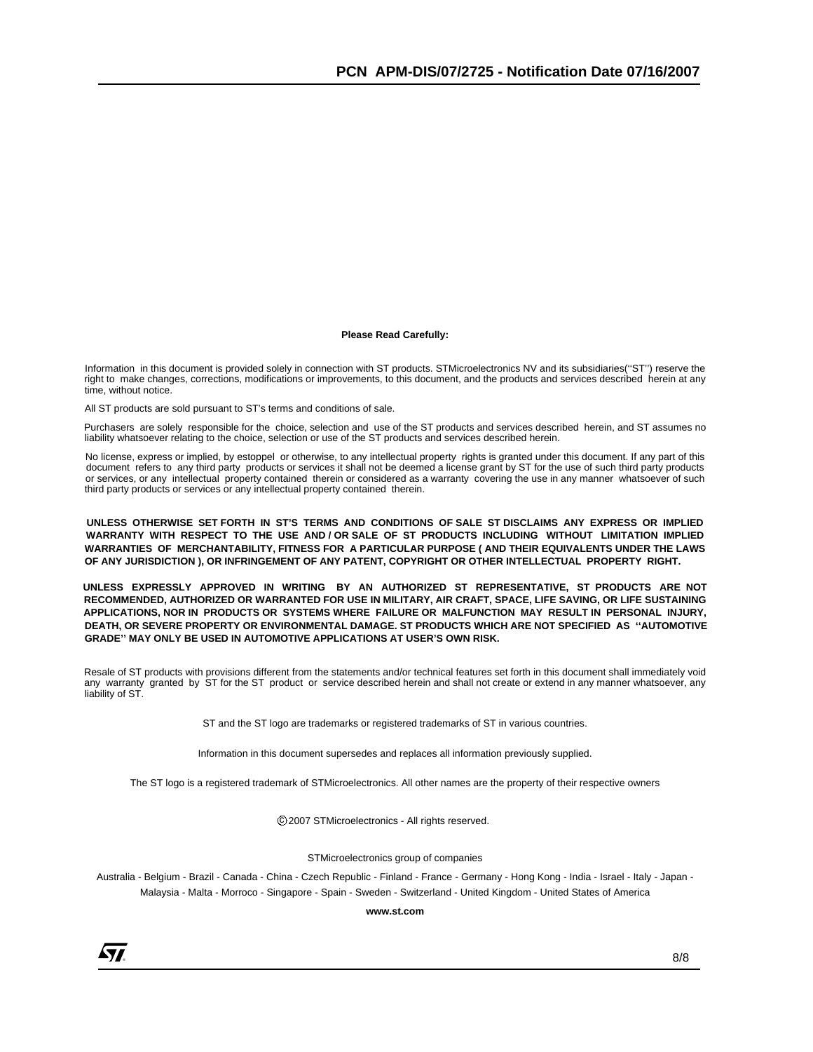**Please Read Carefully:**

Information in this document is provided solely in connection with ST products. STMicroelectronics NV and its subsidiaries(''ST'') reserve the right to make changes, corrections, modifications or improvements, to this document, and the products and services described herein at any time, without notice.

All ST products are sold pursuant to ST's terms and conditions of sale.

Purchasers are solely responsible for the choice, selection and use of the ST products and services described herein, and ST assumes no liability whatsoever relating to the choice, selection or use of the ST products and services described herein.

No license, express or implied, by estoppel or otherwise, to any intellectual property rights is granted under this document. If any part of this document refers to any third party products or services it shall not be deemed a license grant by ST for the use of such third party products or services, or any intellectual property contained therein or considered as a warranty covering the use in any manner whatsoever of such third party products or services or any intellectual property contained therein.

**UNLESS OTHERWISE SET FORTH IN ST'S TERMS AND CONDITIONS OF SALE ST DISCLAIMS ANY EXPRESS OR IMPLIED WARRANTY WITH RESPECT TO THE USE AND / OR SALE OF ST PRODUCTS INCLUDING WITHOUT LIMITATION IMPLIED WARRANTIES OF MERCHANTABILITY, FITNESS FOR A PARTICULAR PURPOSE ( AND THEIR EQUIVALENTS UNDER THE LAWS OF ANY JURISDICTION ), OR INFRINGEMENT OF ANY PATENT, COPYRIGHT OR OTHER INTELLECTUAL PROPERTY RIGHT.**

**UNLESS EXPRESSLY APPROVED IN WRITING BY AN AUTHORIZED ST REPRESENTATIVE, ST PRODUCTS ARE NOT RECOMMENDED, AUTHORIZED OR WARRANTED FOR USE IN MILITARY, AIR CRAFT, SPACE, LIFE SAVING, OR LIFE SUSTAINING APPLICATIONS, NOR IN PRODUCTS OR SYSTEMS WHERE FAILURE OR MALFUNCTION MAY RESULT IN PERSONAL INJURY, DEATH, OR SEVERE PROPERTY OR ENVIRONMENTAL DAMAGE. ST PRODUCTS WHICH ARE NOT SPECIFIED AS ''AUTOMOTIVE GRADE'' MAY ONLY BE USED IN AUTOMOTIVE APPLICATIONS AT USER'S OWN RISK.**

Resale of ST products with provisions different from the statements and/or technical features set forth in this document shall immediately void any warranty granted by ST for the ST product or service described herein and shall not create or extend in any manner whatsoever, any liability of ST.

ST and the ST logo are trademarks or registered trademarks of ST in various countries.

Information in this document supersedes and replaces all information previously supplied.

The ST logo is a registered trademark of STMicroelectronics. All other names are the property of their respective owners

© 2007 STMicroelectronics - All rights reserved.

STMicroelectronics group of companies

Australia - Belgium - Brazil - Canada - China - Czech Republic - Finland - France - Germany - Hong Kong - India - Israel - Italy - Japan - Malaysia - Malta - Morroco - Singapore - Spain - Sweden - Switzerland - United Kingdom - United States of America

**www.st.com**